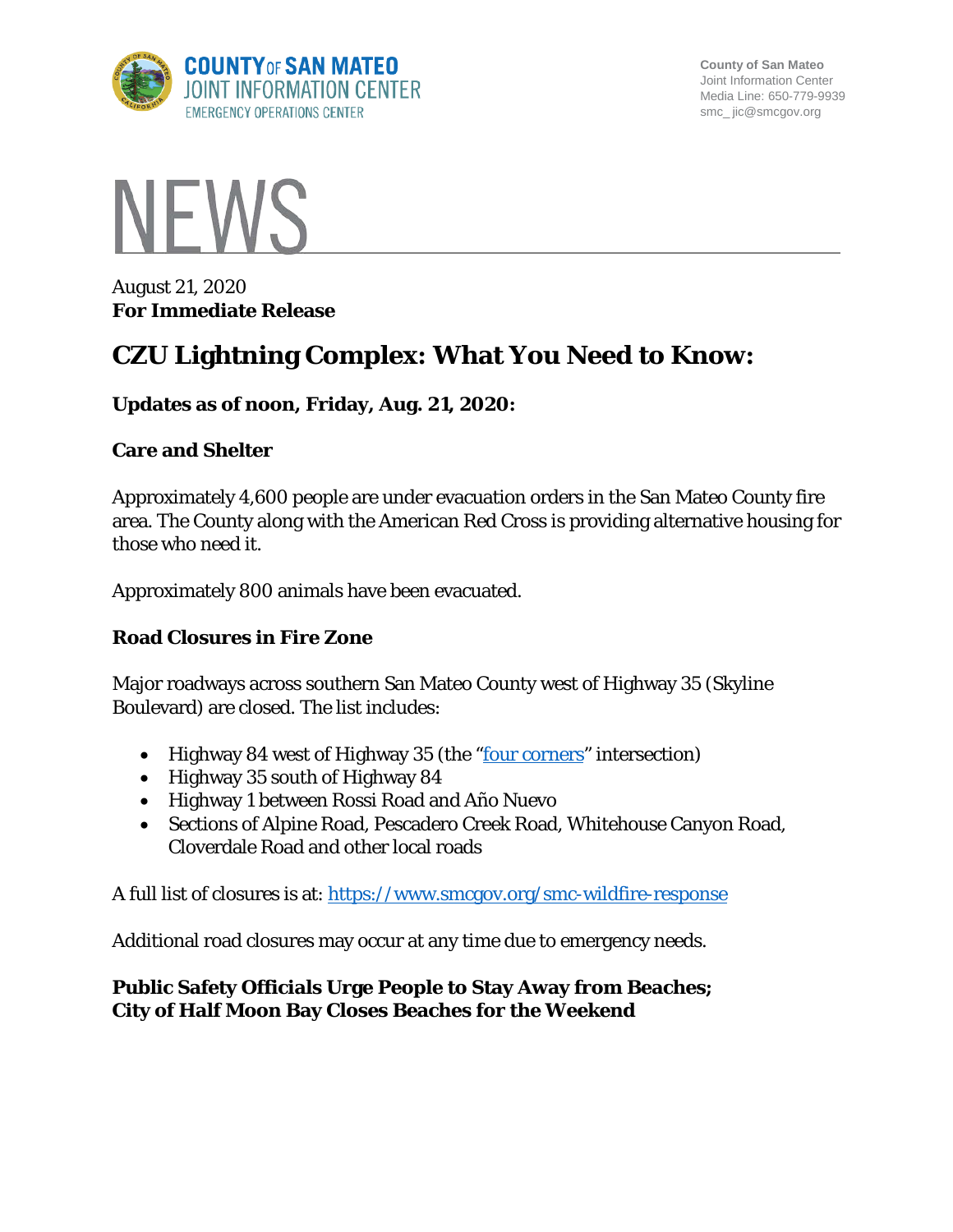COUNTY OF SAN MATEO
JOINT INFORMATION CENTER
EMERGENCY OPERATIONS CENTER

County of San Mateo
Joint Information Center
Media Line: 650-779-9939
smc_ jic@smcgov.org

# NEWS

August 21, 2020
**For Immediate Release**

# CZU Lightning Complex: What You Need to Know:

**Updates as of noon, Friday, Aug. 21, 2020:**

## Care and Shelter

Approximately 4,600 people are under evacuation orders in the San Mateo County fire area. The County along with the American Red Cross is providing alternative housing for those who need it.

Approximately 800 animals have been evacuated.

## Road Closures in Fire Zone

Major roadways across southern San Mateo County west of Highway 35 (Skyline Boulevard) are closed. The list includes:

- Highway 84 west of Highway 35 (the "four corners" intersection)
- Highway 35 south of Highway 84
- Highway 1 between Rossi Road and Año Nuevo
- Sections of Alpine Road, Pescadero Creek Road, Whitehouse Canyon Road, Cloverdale Road and other local roads

A full list of closures is at: https://www.smcgov.org/smc-wildfire-response

Additional road closures may occur at any time due to emergency needs.

## Public Safety Officials Urge People to Stay Away from Beaches; City of Half Moon Bay Closes Beaches for the Weekend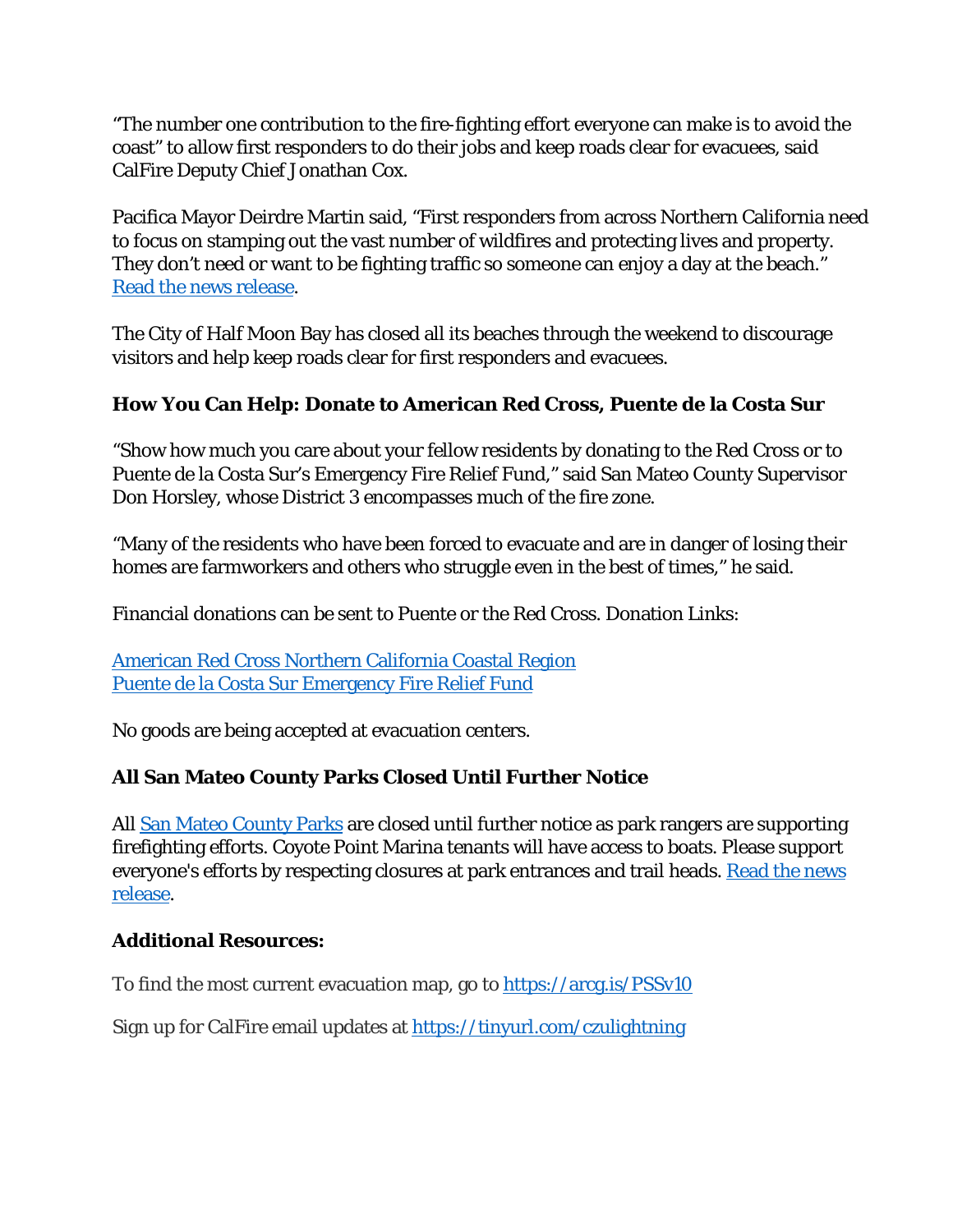"The number one contribution to the fire-fighting effort everyone can make is to avoid the coast" to allow first responders to do their jobs and keep roads clear for evacuees, said CalFire Deputy Chief Jonathan Cox.

Pacifica Mayor Deirdre Martin said, "First responders from across Northern California need to focus on stamping out the vast number of wildfires and protecting lives and property. They don't need or want to be fighting traffic so someone can enjoy a day at the beach." Read the news release.

The City of Half Moon Bay has closed all its beaches through the weekend to discourage visitors and help keep roads clear for first responders and evacuees.

**How You Can Help: Donate to American Red Cross, Puente de la Costa Sur**

"Show how much you care about your fellow residents by donating to the Red Cross or to Puente de la Costa Sur's Emergency Fire Relief Fund," said San Mateo County Supervisor Don Horsley, whose District 3 encompasses much of the fire zone.

"Many of the residents who have been forced to evacuate and are in danger of losing their homes are farmworkers and others who struggle even in the best of times," he said.

Financial donations can be sent to Puente or the Red Cross. Donation Links:

American Red Cross Northern California Coastal Region
Puente de la Costa Sur Emergency Fire Relief Fund

No goods are being accepted at evacuation centers.

**All San Mateo County Parks Closed Until Further Notice**

All San Mateo County Parks are closed until further notice as park rangers are supporting firefighting efforts. Coyote Point Marina tenants will have access to boats. Please support everyone's efforts by respecting closures at park entrances and trail heads. Read the news release.

**Additional Resources:**

To find the most current evacuation map, go to https://arcg.is/PSSv10

Sign up for CalFire email updates at https://tinyurl.com/czulightning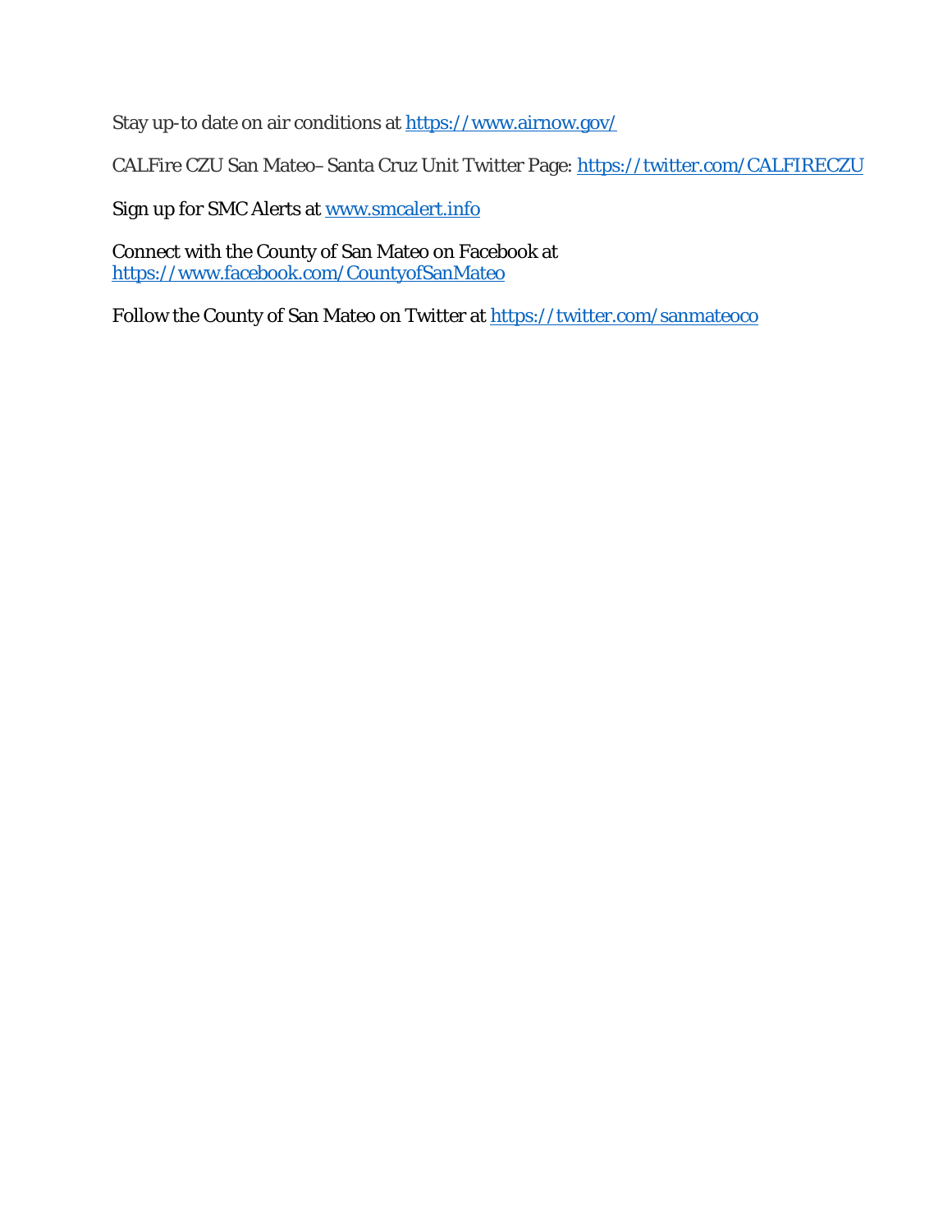Stay up-to date on air conditions at https://www.airnow.gov/

CALFire CZU San Mateo–Santa Cruz Unit Twitter Page: https://twitter.com/CALFIRECZU

Sign up for SMC Alerts at www.smcalert.info

Connect with the County of San Mateo on Facebook at https://www.facebook.com/CountyofSanMateo

Follow the County of San Mateo on Twitter at https://twitter.com/sanmateoco